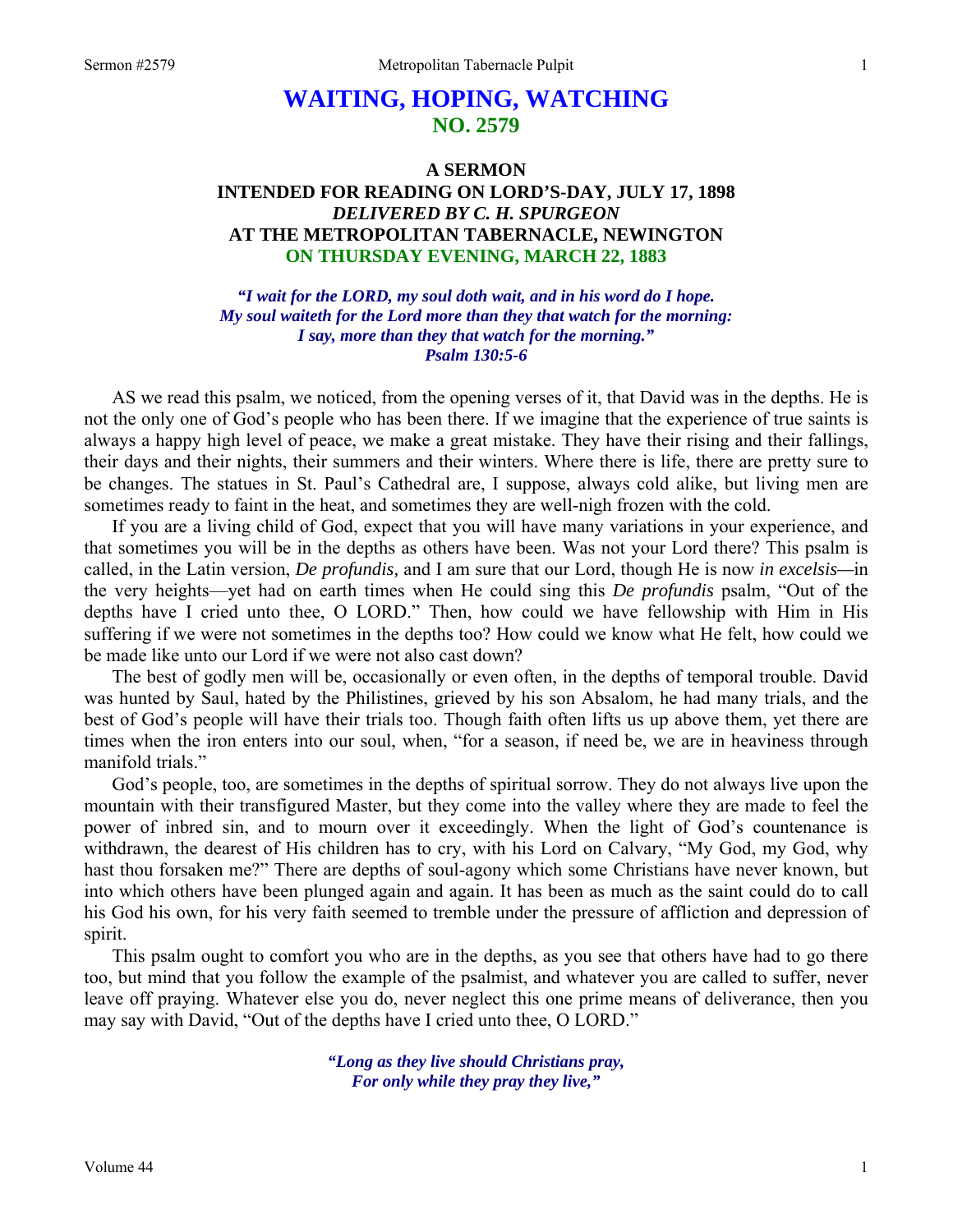# WAITING, HOPING, WATCHING
## NO. 2579

### A SERMON
### INTENDED FOR READING ON LORD'S-DAY, JULY 17, 1898
### *DELIVERED BY C. H. SPURGEON*
### AT THE METROPOLITAN TABERNACLE, NEWINGTON
### ON THURSDAY EVENING, MARCH 22, 1883

*"I wait for the LORD, my soul doth wait, and in his word do I hope.*
*My soul waiteth for the Lord more than they that watch for the morning:*
*I say, more than they that watch for the morning."*
*Psalm 130:5-6*

AS we read this psalm, we noticed, from the opening verses of it, that David was in the depths. He is not the only one of God's people who has been there. If we imagine that the experience of true saints is always a happy high level of peace, we make a great mistake. They have their rising and their fallings, their days and their nights, their summers and their winters. Where there is life, there are pretty sure to be changes. The statues in St. Paul's Cathedral are, I suppose, always cold alike, but living men are sometimes ready to faint in the heat, and sometimes they are well-nigh frozen with the cold.

If you are a living child of God, expect that you will have many variations in your experience, and that sometimes you will be in the depths as others have been. Was not your Lord there? This psalm is called, in the Latin version, *De profundis,* and I am sure that our Lord, though He is now *in excelsis*—in the very heights—yet had on earth times when He could sing this *De profundis* psalm, "Out of the depths have I cried unto thee, O LORD." Then, how could we have fellowship with Him in His suffering if we were not sometimes in the depths too? How could we know what He felt, how could we be made like unto our Lord if we were not also cast down?

The best of godly men will be, occasionally or even often, in the depths of temporal trouble. David was hunted by Saul, hated by the Philistines, grieved by his son Absalom, he had many trials, and the best of God's people will have their trials too. Though faith often lifts us up above them, yet there are times when the iron enters into our soul, when, "for a season, if need be, we are in heaviness through manifold trials."

God's people, too, are sometimes in the depths of spiritual sorrow. They do not always live upon the mountain with their transfigured Master, but they come into the valley where they are made to feel the power of inbred sin, and to mourn over it exceedingly. When the light of God's countenance is withdrawn, the dearest of His children has to cry, with his Lord on Calvary, "My God, my God, why hast thou forsaken me?" There are depths of soul-agony which some Christians have never known, but into which others have been plunged again and again. It has been as much as the saint could do to call his God his own, for his very faith seemed to tremble under the pressure of affliction and depression of spirit.

This psalm ought to comfort you who are in the depths, as you see that others have had to go there too, but mind that you follow the example of the psalmist, and whatever you are called to suffer, never leave off praying. Whatever else you do, never neglect this one prime means of deliverance, then you may say with David, "Out of the depths have I cried unto thee, O LORD."

*"Long as they live should Christians pray,*
*For only while they pray they live,"*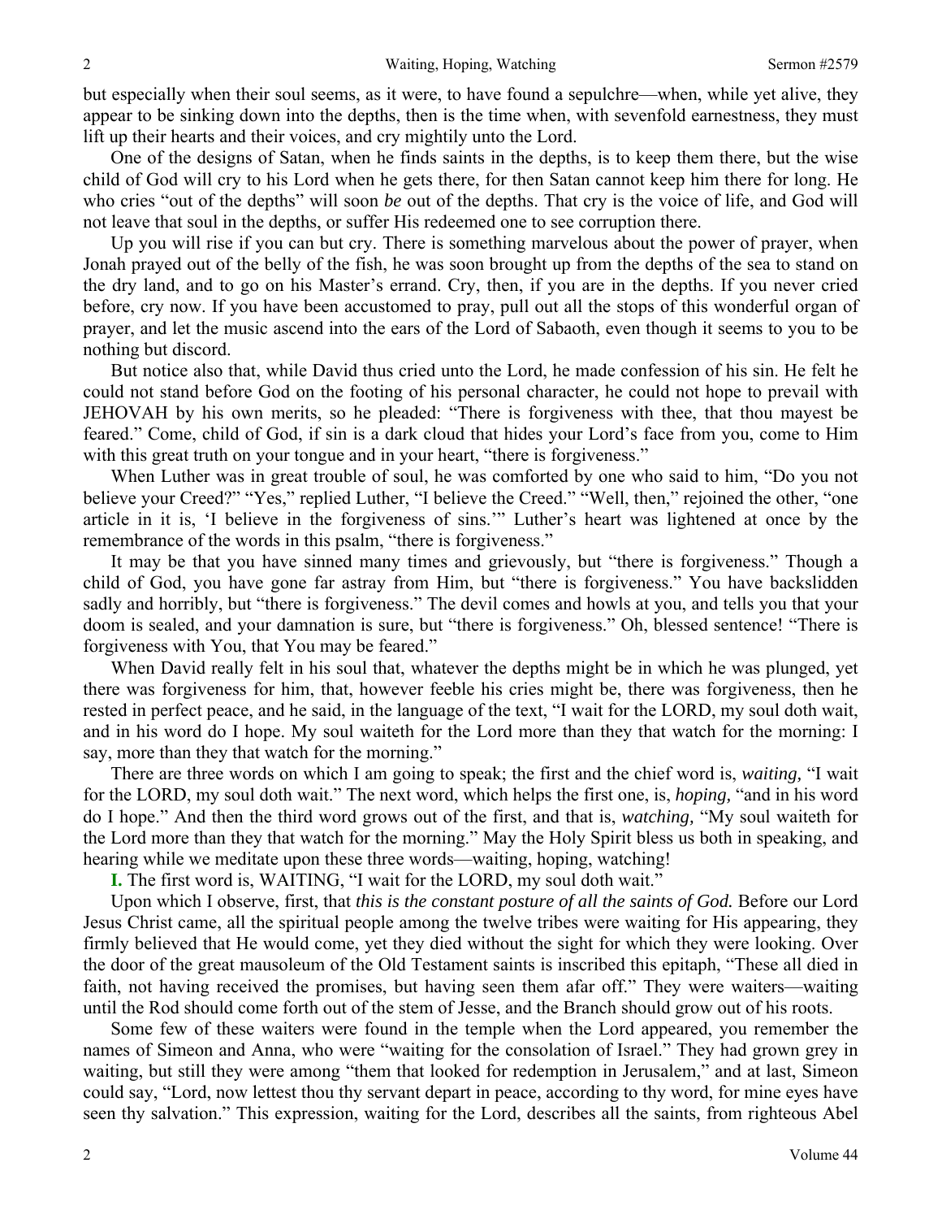but especially when their soul seems, as it were, to have found a sepulchre—when, while yet alive, they appear to be sinking down into the depths, then is the time when, with sevenfold earnestness, they must lift up their hearts and their voices, and cry mightily unto the Lord.

One of the designs of Satan, when he finds saints in the depths, is to keep them there, but the wise child of God will cry to his Lord when he gets there, for then Satan cannot keep him there for long. He who cries "out of the depths" will soon *be* out of the depths. That cry is the voice of life, and God will not leave that soul in the depths, or suffer His redeemed one to see corruption there.

Up you will rise if you can but cry. There is something marvelous about the power of prayer, when Jonah prayed out of the belly of the fish, he was soon brought up from the depths of the sea to stand on the dry land, and to go on his Master's errand. Cry, then, if you are in the depths. If you never cried before, cry now. If you have been accustomed to pray, pull out all the stops of this wonderful organ of prayer, and let the music ascend into the ears of the Lord of Sabaoth, even though it seems to you to be nothing but discord.

But notice also that, while David thus cried unto the Lord, he made confession of his sin. He felt he could not stand before God on the footing of his personal character, he could not hope to prevail with JEHOVAH by his own merits, so he pleaded: "There is forgiveness with thee, that thou mayest be feared." Come, child of God, if sin is a dark cloud that hides your Lord's face from you, come to Him with this great truth on your tongue and in your heart, "there is forgiveness."

When Luther was in great trouble of soul, he was comforted by one who said to him, "Do you not believe your Creed?" "Yes," replied Luther, "I believe the Creed." "Well, then," rejoined the other, "one article in it is, 'I believe in the forgiveness of sins.'" Luther's heart was lightened at once by the remembrance of the words in this psalm, "there is forgiveness."

It may be that you have sinned many times and grievously, but "there is forgiveness." Though a child of God, you have gone far astray from Him, but "there is forgiveness." You have backslidden sadly and horribly, but "there is forgiveness." The devil comes and howls at you, and tells you that your doom is sealed, and your damnation is sure, but "there is forgiveness." Oh, blessed sentence! "There is forgiveness with You, that You may be feared."

When David really felt in his soul that, whatever the depths might be in which he was plunged, yet there was forgiveness for him, that, however feeble his cries might be, there was forgiveness, then he rested in perfect peace, and he said, in the language of the text, "I wait for the LORD, my soul doth wait, and in his word do I hope. My soul waiteth for the Lord more than they that watch for the morning: I say, more than they that watch for the morning."

There are three words on which I am going to speak; the first and the chief word is, *waiting,* "I wait for the LORD, my soul doth wait." The next word, which helps the first one, is, *hoping,* "and in his word do I hope." And then the third word grows out of the first, and that is, *watching,* "My soul waiteth for the Lord more than they that watch for the morning." May the Holy Spirit bless us both in speaking, and hearing while we meditate upon these three words—waiting, hoping, watching!

**I.** The first word is, WAITING, "I wait for the LORD, my soul doth wait."

Upon which I observe, first, that *this is the constant posture of all the saints of God.* Before our Lord Jesus Christ came, all the spiritual people among the twelve tribes were waiting for His appearing, they firmly believed that He would come, yet they died without the sight for which they were looking. Over the door of the great mausoleum of the Old Testament saints is inscribed this epitaph, "These all died in faith, not having received the promises, but having seen them afar off." They were waiters—waiting until the Rod should come forth out of the stem of Jesse, and the Branch should grow out of his roots.

Some few of these waiters were found in the temple when the Lord appeared, you remember the names of Simeon and Anna, who were "waiting for the consolation of Israel." They had grown grey in waiting, but still they were among "them that looked for redemption in Jerusalem," and at last, Simeon could say, "Lord, now lettest thou thy servant depart in peace, according to thy word, for mine eyes have seen thy salvation." This expression, waiting for the Lord, describes all the saints, from righteous Abel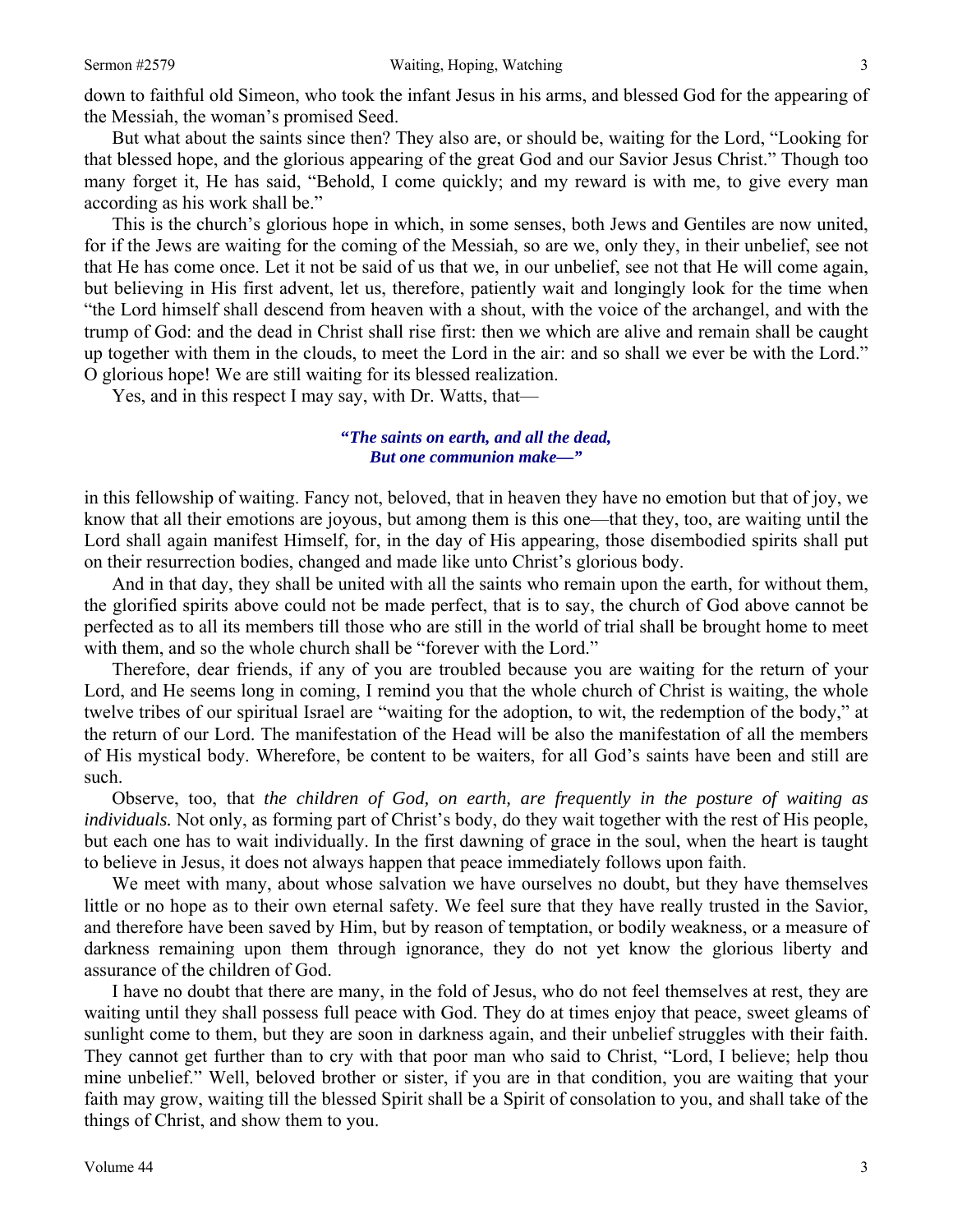down to faithful old Simeon, who took the infant Jesus in his arms, and blessed God for the appearing of the Messiah, the woman's promised Seed.

But what about the saints since then? They also are, or should be, waiting for the Lord, "Looking for that blessed hope, and the glorious appearing of the great God and our Savior Jesus Christ." Though too many forget it, He has said, "Behold, I come quickly; and my reward is with me, to give every man according as his work shall be."

This is the church's glorious hope in which, in some senses, both Jews and Gentiles are now united, for if the Jews are waiting for the coming of the Messiah, so are we, only they, in their unbelief, see not that He has come once. Let it not be said of us that we, in our unbelief, see not that He will come again, but believing in His first advent, let us, therefore, patiently wait and longingly look for the time when "the Lord himself shall descend from heaven with a shout, with the voice of the archangel, and with the trump of God: and the dead in Christ shall rise first: then we which are alive and remain shall be caught up together with them in the clouds, to meet the Lord in the air: and so shall we ever be with the Lord." O glorious hope! We are still waiting for its blessed realization.

Yes, and in this respect I may say, with Dr. Watts, that—

*"The saints on earth, and all the dead,*
*But one communion make—"*

in this fellowship of waiting. Fancy not, beloved, that in heaven they have no emotion but that of joy, we know that all their emotions are joyous, but among them is this one—that they, too, are waiting until the Lord shall again manifest Himself, for, in the day of His appearing, those disembodied spirits shall put on their resurrection bodies, changed and made like unto Christ's glorious body.

And in that day, they shall be united with all the saints who remain upon the earth, for without them, the glorified spirits above could not be made perfect, that is to say, the church of God above cannot be perfected as to all its members till those who are still in the world of trial shall be brought home to meet with them, and so the whole church shall be "forever with the Lord."

Therefore, dear friends, if any of you are troubled because you are waiting for the return of your Lord, and He seems long in coming, I remind you that the whole church of Christ is waiting, the whole twelve tribes of our spiritual Israel are "waiting for the adoption, to wit, the redemption of the body," at the return of our Lord. The manifestation of the Head will be also the manifestation of all the members of His mystical body. Wherefore, be content to be waiters, for all God's saints have been and still are such.

Observe, too, that *the children of God, on earth, are frequently in the posture of waiting as individuals.* Not only, as forming part of Christ's body, do they wait together with the rest of His people, but each one has to wait individually. In the first dawning of grace in the soul, when the heart is taught to believe in Jesus, it does not always happen that peace immediately follows upon faith.

We meet with many, about whose salvation we have ourselves no doubt, but they have themselves little or no hope as to their own eternal safety. We feel sure that they have really trusted in the Savior, and therefore have been saved by Him, but by reason of temptation, or bodily weakness, or a measure of darkness remaining upon them through ignorance, they do not yet know the glorious liberty and assurance of the children of God.

I have no doubt that there are many, in the fold of Jesus, who do not feel themselves at rest, they are waiting until they shall possess full peace with God. They do at times enjoy that peace, sweet gleams of sunlight come to them, but they are soon in darkness again, and their unbelief struggles with their faith. They cannot get further than to cry with that poor man who said to Christ, "Lord, I believe; help thou mine unbelief." Well, beloved brother or sister, if you are in that condition, you are waiting that your faith may grow, waiting till the blessed Spirit shall be a Spirit of consolation to you, and shall take of the things of Christ, and show them to you.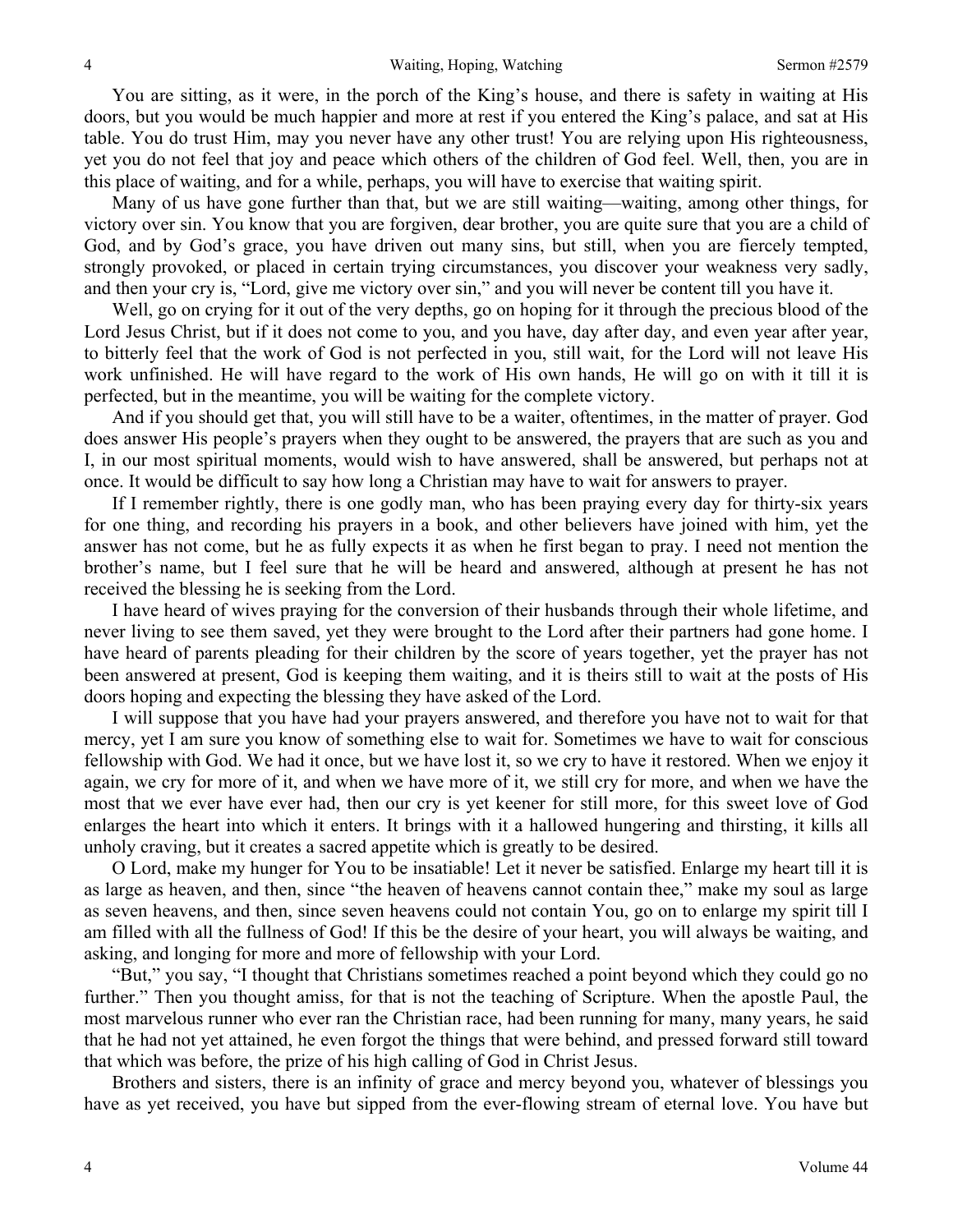You are sitting, as it were, in the porch of the King's house, and there is safety in waiting at His doors, but you would be much happier and more at rest if you entered the King's palace, and sat at His table. You do trust Him, may you never have any other trust! You are relying upon His righteousness, yet you do not feel that joy and peace which others of the children of God feel. Well, then, you are in this place of waiting, and for a while, perhaps, you will have to exercise that waiting spirit.

Many of us have gone further than that, but we are still waiting—waiting, among other things, for victory over sin. You know that you are forgiven, dear brother, you are quite sure that you are a child of God, and by God's grace, you have driven out many sins, but still, when you are fiercely tempted, strongly provoked, or placed in certain trying circumstances, you discover your weakness very sadly, and then your cry is, "Lord, give me victory over sin," and you will never be content till you have it.

Well, go on crying for it out of the very depths, go on hoping for it through the precious blood of the Lord Jesus Christ, but if it does not come to you, and you have, day after day, and even year after year, to bitterly feel that the work of God is not perfected in you, still wait, for the Lord will not leave His work unfinished. He will have regard to the work of His own hands, He will go on with it till it is perfected, but in the meantime, you will be waiting for the complete victory.

And if you should get that, you will still have to be a waiter, oftentimes, in the matter of prayer. God does answer His people's prayers when they ought to be answered, the prayers that are such as you and I, in our most spiritual moments, would wish to have answered, shall be answered, but perhaps not at once. It would be difficult to say how long a Christian may have to wait for answers to prayer.

If I remember rightly, there is one godly man, who has been praying every day for thirty-six years for one thing, and recording his prayers in a book, and other believers have joined with him, yet the answer has not come, but he as fully expects it as when he first began to pray. I need not mention the brother's name, but I feel sure that he will be heard and answered, although at present he has not received the blessing he is seeking from the Lord.

I have heard of wives praying for the conversion of their husbands through their whole lifetime, and never living to see them saved, yet they were brought to the Lord after their partners had gone home. I have heard of parents pleading for their children by the score of years together, yet the prayer has not been answered at present, God is keeping them waiting, and it is theirs still to wait at the posts of His doors hoping and expecting the blessing they have asked of the Lord.

I will suppose that you have had your prayers answered, and therefore you have not to wait for that mercy, yet I am sure you know of something else to wait for. Sometimes we have to wait for conscious fellowship with God. We had it once, but we have lost it, so we cry to have it restored. When we enjoy it again, we cry for more of it, and when we have more of it, we still cry for more, and when we have the most that we ever have ever had, then our cry is yet keener for still more, for this sweet love of God enlarges the heart into which it enters. It brings with it a hallowed hungering and thirsting, it kills all unholy craving, but it creates a sacred appetite which is greatly to be desired.

O Lord, make my hunger for You to be insatiable! Let it never be satisfied. Enlarge my heart till it is as large as heaven, and then, since "the heaven of heavens cannot contain thee," make my soul as large as seven heavens, and then, since seven heavens could not contain You, go on to enlarge my spirit till I am filled with all the fullness of God! If this be the desire of your heart, you will always be waiting, and asking, and longing for more and more of fellowship with your Lord.

"But," you say, "I thought that Christians sometimes reached a point beyond which they could go no further." Then you thought amiss, for that is not the teaching of Scripture. When the apostle Paul, the most marvelous runner who ever ran the Christian race, had been running for many, many years, he said that he had not yet attained, he even forgot the things that were behind, and pressed forward still toward that which was before, the prize of his high calling of God in Christ Jesus.

Brothers and sisters, there is an infinity of grace and mercy beyond you, whatever of blessings you have as yet received, you have but sipped from the ever-flowing stream of eternal love. You have but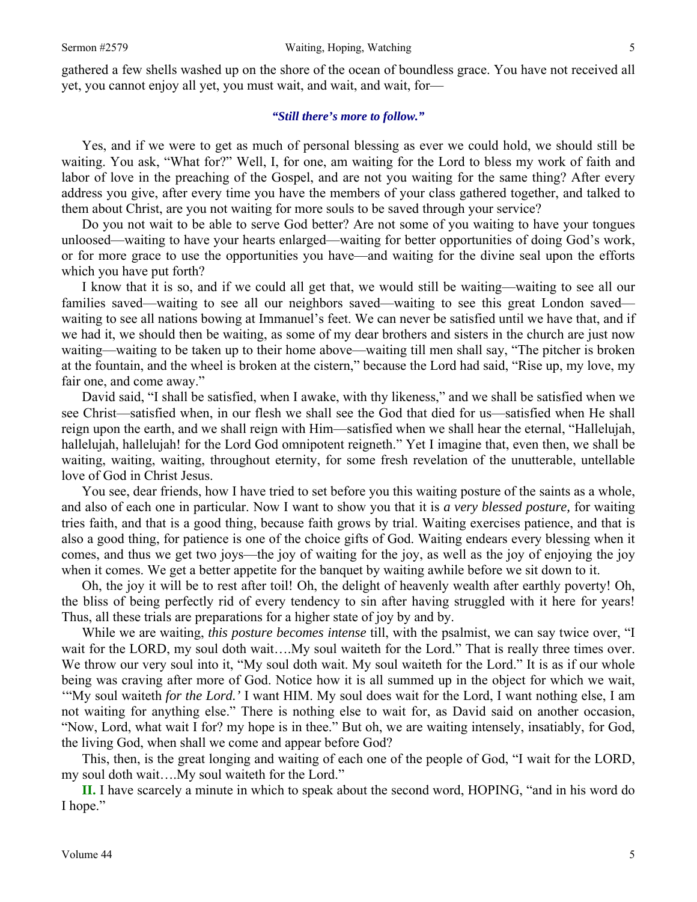gathered a few shells washed up on the shore of the ocean of boundless grace. You have not received all yet, you cannot enjoy all yet, you must wait, and wait, and wait, for—

> ***"Still there's more to follow."***

Yes, and if we were to get as much of personal blessing as ever we could hold, we should still be waiting. You ask, "What for?" Well, I, for one, am waiting for the Lord to bless my work of faith and labor of love in the preaching of the Gospel, and are not you waiting for the same thing? After every address you give, after every time you have the members of your class gathered together, and talked to them about Christ, are you not waiting for more souls to be saved through your service?

Do you not wait to be able to serve God better? Are not some of you waiting to have your tongues unloosed—waiting to have your hearts enlarged—waiting for better opportunities of doing God's work, or for more grace to use the opportunities you have—and waiting for the divine seal upon the efforts which you have put forth?

I know that it is so, and if we could all get that, we would still be waiting—waiting to see all our families saved—waiting to see all our neighbors saved—waiting to see this great London saved—waiting to see all nations bowing at Immanuel's feet. We can never be satisfied until we have that, and if we had it, we should then be waiting, as some of my dear brothers and sisters in the church are just now waiting—waiting to be taken up to their home above—waiting till men shall say, "The pitcher is broken at the fountain, and the wheel is broken at the cistern," because the Lord had said, "Rise up, my love, my fair one, and come away."

David said, "I shall be satisfied, when I awake, with thy likeness," and we shall be satisfied when we see Christ—satisfied when, in our flesh we shall see the God that died for us—satisfied when He shall reign upon the earth, and we shall reign with Him—satisfied when we shall hear the eternal, "Hallelujah, hallelujah, hallelujah! for the Lord God omnipotent reigneth." Yet I imagine that, even then, we shall be waiting, waiting, waiting, throughout eternity, for some fresh revelation of the unutterable, untellable love of God in Christ Jesus.

You see, dear friends, how I have tried to set before you this waiting posture of the saints as a whole, and also of each one in particular. Now I want to show you that it is *a very blessed posture,* for waiting tries faith, and that is a good thing, because faith grows by trial. Waiting exercises patience, and that is also a good thing, for patience is one of the choice gifts of God. Waiting endears every blessing when it comes, and thus we get two joys—the joy of waiting for the joy, as well as the joy of enjoying the joy when it comes. We get a better appetite for the banquet by waiting awhile before we sit down to it.

Oh, the joy it will be to rest after toil! Oh, the delight of heavenly wealth after earthly poverty! Oh, the bliss of being perfectly rid of every tendency to sin after having struggled with it here for years! Thus, all these trials are preparations for a higher state of joy by and by.

While we are waiting, *this posture becomes intense* till, with the psalmist, we can say twice over, "I wait for the LORD, my soul doth wait….My soul waiteth for the Lord." That is really three times over. We throw our very soul into it, "My soul doth wait. My soul waiteth for the Lord." It is as if our whole being was craving after more of God. Notice how it is all summed up in the object for which we wait, '"My soul waiteth *for the Lord.'* I want HIM. My soul does wait for the Lord, I want nothing else, I am not waiting for anything else." There is nothing else to wait for, as David said on another occasion, "Now, Lord, what wait I for? my hope is in thee." But oh, we are waiting intensely, insatiably, for God, the living God, when shall we come and appear before God?

This, then, is the great longing and waiting of each one of the people of God, "I wait for the LORD, my soul doth wait….My soul waiteth for the Lord."

**II.** I have scarcely a minute in which to speak about the second word, HOPING, "and in his word do I hope."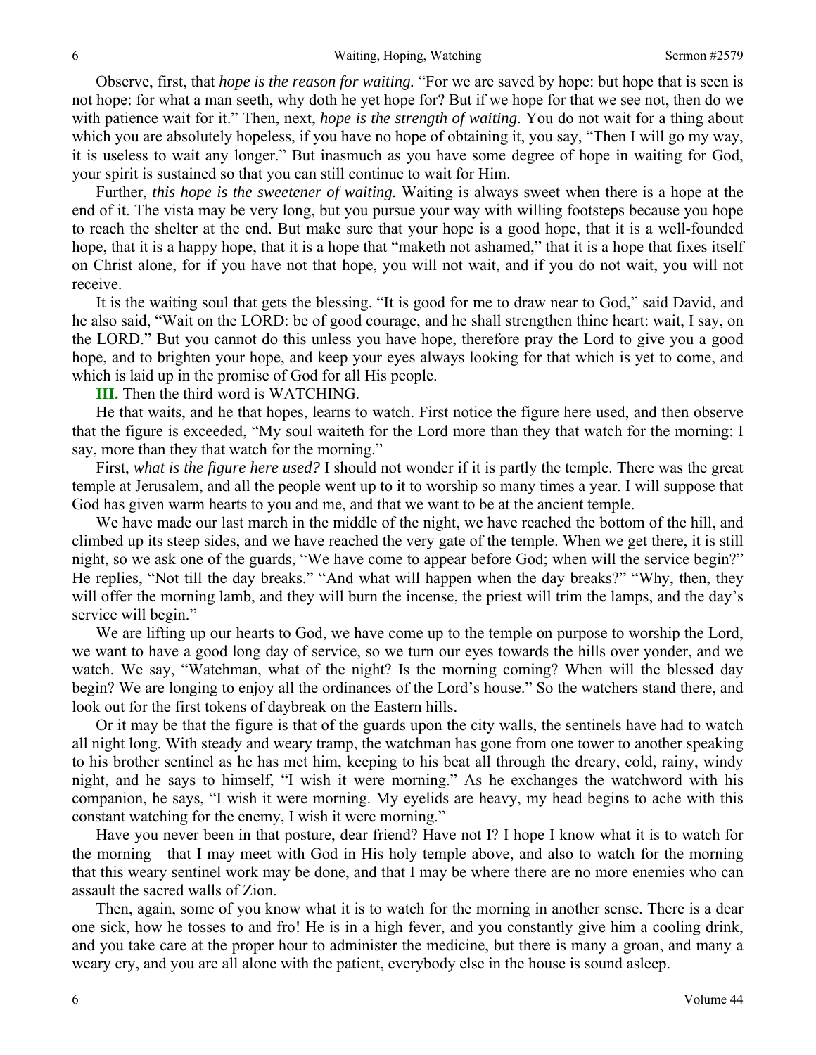Observe, first, that *hope is the reason for waiting.* "For we are saved by hope: but hope that is seen is not hope: for what a man seeth, why doth he yet hope for? But if we hope for that we see not, then do we with patience wait for it." Then, next, *hope is the strength of waiting*. You do not wait for a thing about which you are absolutely hopeless, if you have no hope of obtaining it, you say, "Then I will go my way, it is useless to wait any longer." But inasmuch as you have some degree of hope in waiting for God, your spirit is sustained so that you can still continue to wait for Him.

Further, *this hope is the sweetener of waiting.* Waiting is always sweet when there is a hope at the end of it. The vista may be very long, but you pursue your way with willing footsteps because you hope to reach the shelter at the end. But make sure that your hope is a good hope, that it is a well-founded hope, that it is a happy hope, that it is a hope that "maketh not ashamed," that it is a hope that fixes itself on Christ alone, for if you have not that hope, you will not wait, and if you do not wait, you will not receive.

It is the waiting soul that gets the blessing. "It is good for me to draw near to God," said David, and he also said, "Wait on the LORD: be of good courage, and he shall strengthen thine heart: wait, I say, on the LORD." But you cannot do this unless you have hope, therefore pray the Lord to give you a good hope, and to brighten your hope, and keep your eyes always looking for that which is yet to come, and which is laid up in the promise of God for all His people.

**III.** Then the third word is WATCHING.

He that waits, and he that hopes, learns to watch. First notice the figure here used, and then observe that the figure is exceeded, "My soul waiteth for the Lord more than they that watch for the morning: I say, more than they that watch for the morning."

First, *what is the figure here used?* I should not wonder if it is partly the temple. There was the great temple at Jerusalem, and all the people went up to it to worship so many times a year. I will suppose that God has given warm hearts to you and me, and that we want to be at the ancient temple.

We have made our last march in the middle of the night, we have reached the bottom of the hill, and climbed up its steep sides, and we have reached the very gate of the temple. When we get there, it is still night, so we ask one of the guards, "We have come to appear before God; when will the service begin?" He replies, "Not till the day breaks." "And what will happen when the day breaks?" "Why, then, they will offer the morning lamb, and they will burn the incense, the priest will trim the lamps, and the day's service will begin."

We are lifting up our hearts to God, we have come up to the temple on purpose to worship the Lord, we want to have a good long day of service, so we turn our eyes towards the hills over yonder, and we watch. We say, "Watchman, what of the night? Is the morning coming? When will the blessed day begin? We are longing to enjoy all the ordinances of the Lord's house." So the watchers stand there, and look out for the first tokens of daybreak on the Eastern hills.

Or it may be that the figure is that of the guards upon the city walls, the sentinels have had to watch all night long. With steady and weary tramp, the watchman has gone from one tower to another speaking to his brother sentinel as he has met him, keeping to his beat all through the dreary, cold, rainy, windy night, and he says to himself, "I wish it were morning." As he exchanges the watchword with his companion, he says, "I wish it were morning. My eyelids are heavy, my head begins to ache with this constant watching for the enemy, I wish it were morning."

Have you never been in that posture, dear friend? Have not I? I hope I know what it is to watch for the morning—that I may meet with God in His holy temple above, and also to watch for the morning that this weary sentinel work may be done, and that I may be where there are no more enemies who can assault the sacred walls of Zion.

Then, again, some of you know what it is to watch for the morning in another sense. There is a dear one sick, how he tosses to and fro! He is in a high fever, and you constantly give him a cooling drink, and you take care at the proper hour to administer the medicine, but there is many a groan, and many a weary cry, and you are all alone with the patient, everybody else in the house is sound asleep.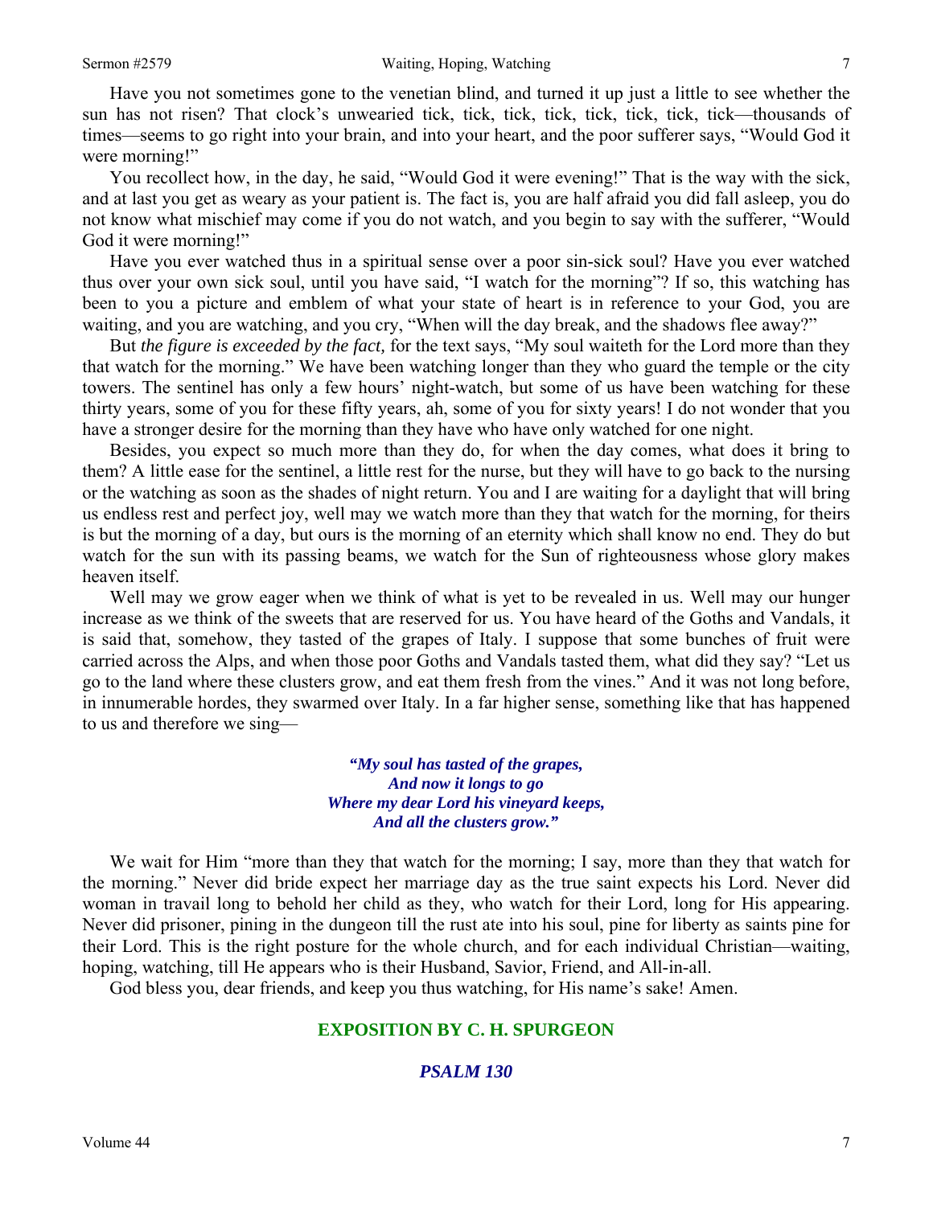Have you not sometimes gone to the venetian blind, and turned it up just a little to see whether the sun has not risen? That clock's unwearied tick, tick, tick, tick, tick, tick, tick, tick—thousands of times—seems to go right into your brain, and into your heart, and the poor sufferer says, "Would God it were morning!"

You recollect how, in the day, he said, "Would God it were evening!" That is the way with the sick, and at last you get as weary as your patient is. The fact is, you are half afraid you did fall asleep, you do not know what mischief may come if you do not watch, and you begin to say with the sufferer, "Would God it were morning!"

Have you ever watched thus in a spiritual sense over a poor sin-sick soul? Have you ever watched thus over your own sick soul, until you have said, "I watch for the morning"? If so, this watching has been to you a picture and emblem of what your state of heart is in reference to your God, you are waiting, and you are watching, and you cry, "When will the day break, and the shadows flee away?"

But *the figure is exceeded by the fact,* for the text says, "My soul waiteth for the Lord more than they that watch for the morning." We have been watching longer than they who guard the temple or the city towers. The sentinel has only a few hours' night-watch, but some of us have been watching for these thirty years, some of you for these fifty years, ah, some of you for sixty years! I do not wonder that you have a stronger desire for the morning than they have who have only watched for one night.

Besides, you expect so much more than they do, for when the day comes, what does it bring to them? A little ease for the sentinel, a little rest for the nurse, but they will have to go back to the nursing or the watching as soon as the shades of night return. You and I are waiting for a daylight that will bring us endless rest and perfect joy, well may we watch more than they that watch for the morning, for theirs is but the morning of a day, but ours is the morning of an eternity which shall know no end. They do but watch for the sun with its passing beams, we watch for the Sun of righteousness whose glory makes heaven itself.

Well may we grow eager when we think of what is yet to be revealed in us. Well may our hunger increase as we think of the sweets that are reserved for us. You have heard of the Goths and Vandals, it is said that, somehow, they tasted of the grapes of Italy. I suppose that some bunches of fruit were carried across the Alps, and when those poor Goths and Vandals tasted them, what did they say? "Let us go to the land where these clusters grow, and eat them fresh from the vines." And it was not long before, in innumerable hordes, they swarmed over Italy. In a far higher sense, something like that has happened to us and therefore we sing—

> ***"My soul has tasted of the grapes,***
> ***And now it longs to go***
> ***Where my dear Lord his vineyard keeps,***
> ***And all the clusters grow."***

We wait for Him "more than they that watch for the morning; I say, more than they that watch for the morning." Never did bride expect her marriage day as the true saint expects his Lord. Never did woman in travail long to behold her child as they, who watch for their Lord, long for His appearing. Never did prisoner, pining in the dungeon till the rust ate into his soul, pine for liberty as saints pine for their Lord. This is the right posture for the whole church, and for each individual Christian—waiting, hoping, watching, till He appears who is their Husband, Savior, Friend, and All-in-all.

God bless you, dear friends, and keep you thus watching, for His name's sake! Amen.

## EXPOSITION BY C. H. SPURGEON

### *PSALM 130*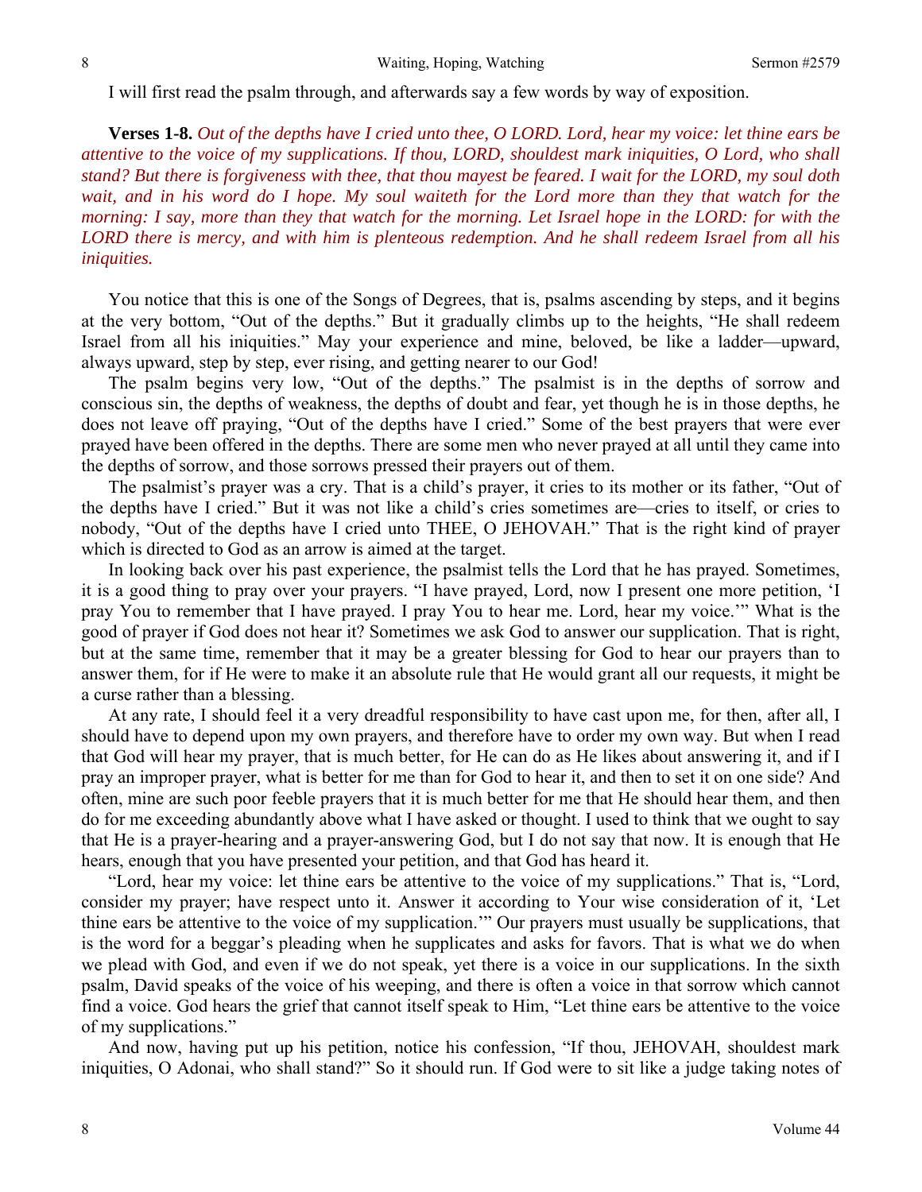I will first read the psalm through, and afterwards say a few words by way of exposition.

**Verses 1-8.** *Out of the depths have I cried unto thee, O LORD. Lord, hear my voice: let thine ears be attentive to the voice of my supplications. If thou, LORD, shouldest mark iniquities, O Lord, who shall stand? But there is forgiveness with thee, that thou mayest be feared. I wait for the LORD, my soul doth wait, and in his word do I hope. My soul waiteth for the Lord more than they that watch for the morning: I say, more than they that watch for the morning. Let Israel hope in the LORD: for with the LORD there is mercy, and with him is plenteous redemption. And he shall redeem Israel from all his iniquities.*

You notice that this is one of the Songs of Degrees, that is, psalms ascending by steps, and it begins at the very bottom, "Out of the depths." But it gradually climbs up to the heights, "He shall redeem Israel from all his iniquities." May your experience and mine, beloved, be like a ladder—upward, always upward, step by step, ever rising, and getting nearer to our God!

The psalm begins very low, "Out of the depths." The psalmist is in the depths of sorrow and conscious sin, the depths of weakness, the depths of doubt and fear, yet though he is in those depths, he does not leave off praying, "Out of the depths have I cried." Some of the best prayers that were ever prayed have been offered in the depths. There are some men who never prayed at all until they came into the depths of sorrow, and those sorrows pressed their prayers out of them.

The psalmist's prayer was a cry. That is a child's prayer, it cries to its mother or its father, "Out of the depths have I cried." But it was not like a child's cries sometimes are—cries to itself, or cries to nobody, "Out of the depths have I cried unto THEE, O JEHOVAH." That is the right kind of prayer which is directed to God as an arrow is aimed at the target.

In looking back over his past experience, the psalmist tells the Lord that he has prayed. Sometimes, it is a good thing to pray over your prayers. "I have prayed, Lord, now I present one more petition, 'I pray You to remember that I have prayed. I pray You to hear me. Lord, hear my voice.'" What is the good of prayer if God does not hear it? Sometimes we ask God to answer our supplication. That is right, but at the same time, remember that it may be a greater blessing for God to hear our prayers than to answer them, for if He were to make it an absolute rule that He would grant all our requests, it might be a curse rather than a blessing.

At any rate, I should feel it a very dreadful responsibility to have cast upon me, for then, after all, I should have to depend upon my own prayers, and therefore have to order my own way. But when I read that God will hear my prayer, that is much better, for He can do as He likes about answering it, and if I pray an improper prayer, what is better for me than for God to hear it, and then to set it on one side? And often, mine are such poor feeble prayers that it is much better for me that He should hear them, and then do for me exceeding abundantly above what I have asked or thought. I used to think that we ought to say that He is a prayer-hearing and a prayer-answering God, but I do not say that now. It is enough that He hears, enough that you have presented your petition, and that God has heard it.

"Lord, hear my voice: let thine ears be attentive to the voice of my supplications." That is, "Lord, consider my prayer; have respect unto it. Answer it according to Your wise consideration of it, 'Let thine ears be attentive to the voice of my supplication.'" Our prayers must usually be supplications, that is the word for a beggar's pleading when he supplicates and asks for favors. That is what we do when we plead with God, and even if we do not speak, yet there is a voice in our supplications. In the sixth psalm, David speaks of the voice of his weeping, and there is often a voice in that sorrow which cannot find a voice. God hears the grief that cannot itself speak to Him, "Let thine ears be attentive to the voice of my supplications."

And now, having put up his petition, notice his confession, "If thou, JEHOVAH, shouldest mark iniquities, O Adonai, who shall stand?" So it should run. If God were to sit like a judge taking notes of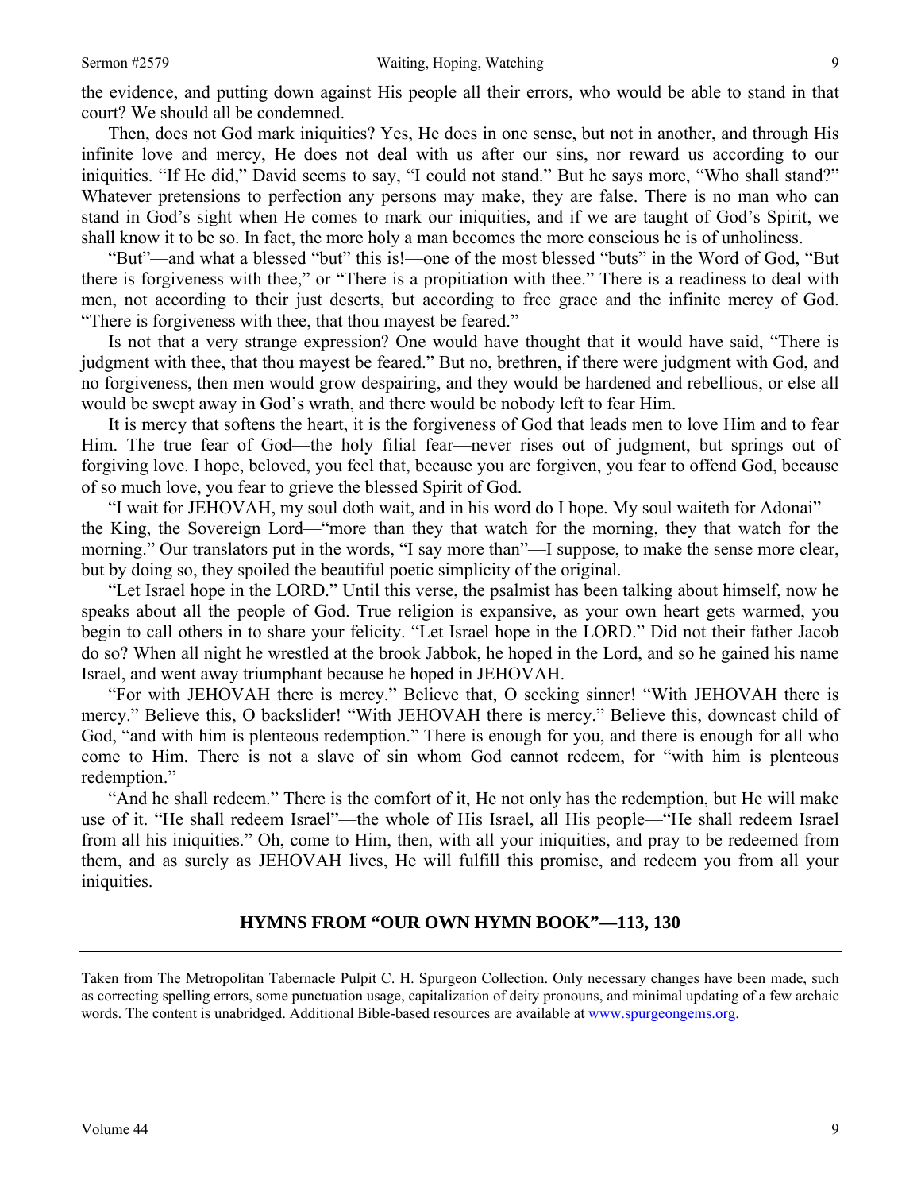the evidence, and putting down against His people all their errors, who would be able to stand in that court? We should all be condemned.

Then, does not God mark iniquities? Yes, He does in one sense, but not in another, and through His infinite love and mercy, He does not deal with us after our sins, nor reward us according to our iniquities. "If He did," David seems to say, "I could not stand." But he says more, "Who shall stand?" Whatever pretensions to perfection any persons may make, they are false. There is no man who can stand in God's sight when He comes to mark our iniquities, and if we are taught of God's Spirit, we shall know it to be so. In fact, the more holy a man becomes the more conscious he is of unholiness.

"But"—and what a blessed "but" this is!—one of the most blessed "buts" in the Word of God, "But there is forgiveness with thee," or "There is a propitiation with thee." There is a readiness to deal with men, not according to their just deserts, but according to free grace and the infinite mercy of God. "There is forgiveness with thee, that thou mayest be feared."

Is not that a very strange expression? One would have thought that it would have said, "There is judgment with thee, that thou mayest be feared." But no, brethren, if there were judgment with God, and no forgiveness, then men would grow despairing, and they would be hardened and rebellious, or else all would be swept away in God's wrath, and there would be nobody left to fear Him.

It is mercy that softens the heart, it is the forgiveness of God that leads men to love Him and to fear Him. The true fear of God—the holy filial fear—never rises out of judgment, but springs out of forgiving love. I hope, beloved, you feel that, because you are forgiven, you fear to offend God, because of so much love, you fear to grieve the blessed Spirit of God.

"I wait for JEHOVAH, my soul doth wait, and in his word do I hope. My soul waiteth for Adonai"—the King, the Sovereign Lord—"more than they that watch for the morning, they that watch for the morning." Our translators put in the words, "I say more than"—I suppose, to make the sense more clear, but by doing so, they spoiled the beautiful poetic simplicity of the original.

"Let Israel hope in the LORD." Until this verse, the psalmist has been talking about himself, now he speaks about all the people of God. True religion is expansive, as your own heart gets warmed, you begin to call others in to share your felicity. "Let Israel hope in the LORD." Did not their father Jacob do so? When all night he wrestled at the brook Jabbok, he hoped in the Lord, and so he gained his name Israel, and went away triumphant because he hoped in JEHOVAH.

"For with JEHOVAH there is mercy." Believe that, O seeking sinner! "With JEHOVAH there is mercy." Believe this, O backslider! "With JEHOVAH there is mercy." Believe this, downcast child of God, "and with him is plenteous redemption." There is enough for you, and there is enough for all who come to Him. There is not a slave of sin whom God cannot redeem, for "with him is plenteous redemption."

"And he shall redeem." There is the comfort of it, He not only has the redemption, but He will make use of it. "He shall redeem Israel"—the whole of His Israel, all His people—"He shall redeem Israel from all his iniquities." Oh, come to Him, then, with all your iniquities, and pray to be redeemed from them, and as surely as JEHOVAH lives, He will fulfill this promise, and redeem you from all your iniquities.

**HYMNS FROM "OUR OWN HYMN BOOK"—113, 130**

---

Taken from The Metropolitan Tabernacle Pulpit C. H. Spurgeon Collection. Only necessary changes have been made, such as correcting spelling errors, some punctuation usage, capitalization of deity pronouns, and minimal updating of a few archaic words. The content is unabridged. Additional Bible-based resources are available at www.spurgeongems.org.